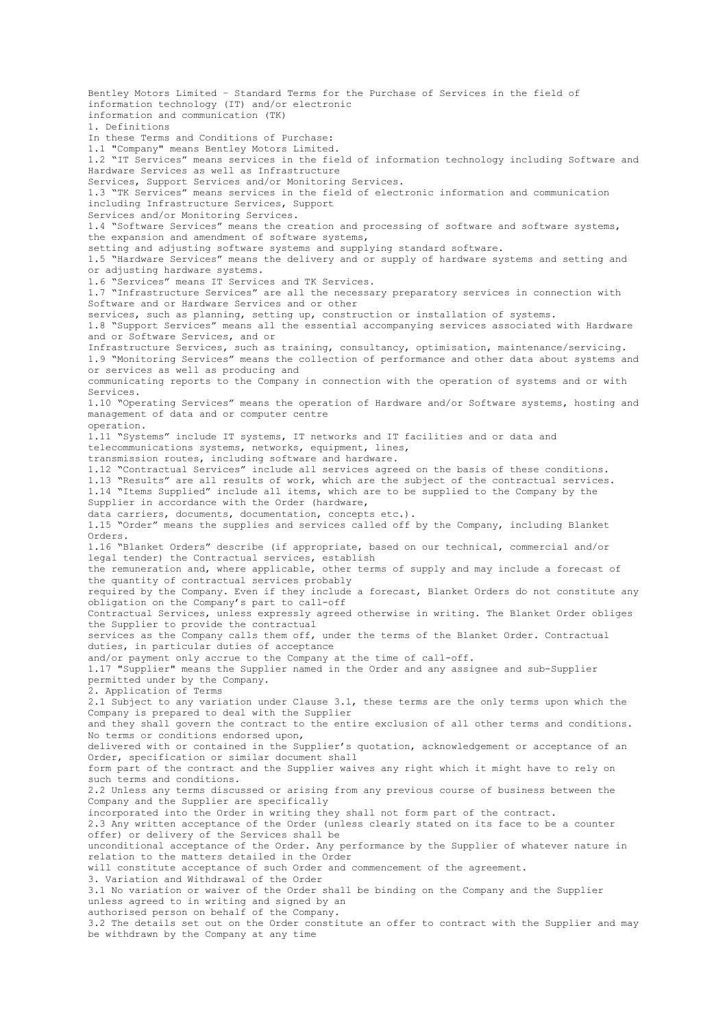# Bentley Motors Limited - Standard Terms for the Purchase of Services in the field of information technology (IT) and/or electronic information and communication (TK)

## 1. Definitions

In these Terms and Conditions of Purchase:

1.1 "Company" means Bentley Motors Limited.

1.2 "IT Services" means services in the field of information technology including Software and Hardware Services as well as Infrastructure Services, Support Services and/or Monitoring Services.

1.3 "TK Services" means services in the field of electronic information and communication including Infrastructure Services, Support Services and/or Monitoring Services.

1.4 "Software Services" means the creation and processing of software and software systems, the expansion and amendment of software systems, setting and adjusting software systems and supplying standard software.

1.5 "Hardware Services" means the delivery and or supply of hardware systems and setting and or adjusting hardware systems.

1.6 "Services" means IT Services and TK Services.

1.7 "Infrastructure Services" are all the necessary preparatory services in connection with Software and or Hardware Services and or other services, such as planning, setting up, construction or installation of systems.

1.8 "Support Services" means all the essential accompanying services associated with Hardware and or Software Services, and or Infrastructure Services, such as training, consultancy, optimisation, maintenance/servicing.

1.9 "Monitoring Services" means the collection of performance and other data about systems and or services as well as producing and communicating reports to the Company in connection with the operation of systems and or with Services.

1.10 "Operating Services" means the operation of Hardware and/or Software systems, hosting and management of data and or computer centre operation.

1.11 "Systems" include IT systems, IT networks and IT facilities and or data and telecommunications systems, networks, equipment, lines, transmission routes, including software and hardware.

1.12 "Contractual Services" include all services agreed on the basis of these conditions.

1.13 "Results" are all results of work, which are the subject of the contractual services.

1.14 "Items Supplied" include all items, which are to be supplied to the Company by the Supplier in accordance with the Order (hardware, data carriers, documents, documentation, concepts etc.).

1.15 "Order" means the supplies and services called off by the Company, including Blanket Orders.

1.16 "Blanket Orders" describe (if appropriate, based on our technical, commercial and/or legal tender) the Contractual services, establish the remuneration and, where applicable, other terms of supply and may include a forecast of the quantity of contractual services probably required by the Company. Even if they include a forecast, Blanket Orders do not constitute any obligation on the Company's part to call-off Contractual Services, unless expressly agreed otherwise in writing. The Blanket Order obliges the Supplier to provide the contractual services as the Company calls them off, under the terms of the Blanket Order. Contractual duties, in particular duties of acceptance and/or payment only accrue to the Company at the time of call-off.

1.17 "Supplier" means the Supplier named in the Order and any assignee and sub-Supplier permitted under by the Company.

## 2. Application of Terms

2.1 Subject to any variation under Clause 3.1, these terms are the only terms upon which the Company is prepared to deal with the Supplier and they shall govern the contract to the entire exclusion of all other terms and conditions. No terms or conditions endorsed upon, delivered with or contained in the Supplier's quotation, acknowledgement or acceptance of an Order, specification or similar document shall form part of the contract and the Supplier waives any right which it might have to rely on such terms and conditions.

2.2 Unless any terms discussed or arising from any previous course of business between the Company and the Supplier are specifically incorporated into the Order in writing they shall not form part of the contract.

2.3 Any written acceptance of the Order (unless clearly stated on its face to be a counter offer) or delivery of the Services shall be unconditional acceptance of the Order. Any performance by the Supplier of whatever nature in relation to the matters detailed in the Order will constitute acceptance of such Order and commencement of the agreement.

## 3. Variation and Withdrawal of the Order

3.1 No variation or waiver of the Order shall be binding on the Company and the Supplier unless agreed to in writing and signed by an authorised person on behalf of the Company.

3.2 The details set out on the Order constitute an offer to contract with the Supplier and may be withdrawn by the Company at any time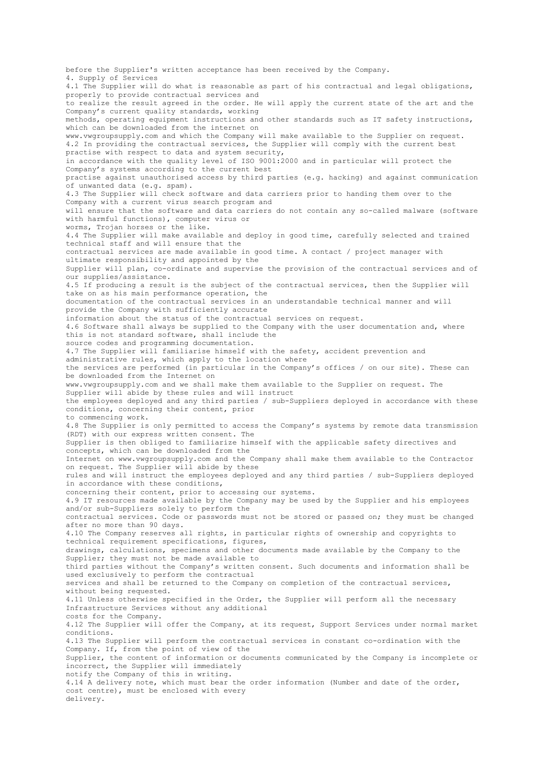before the Supplier's written acceptance has been received by the Company.

## 4. Supply of Services

4.1 The Supplier will do what is reasonable as part of his contractual and legal obligations, properly to provide contractual services and to realize the result agreed in the order. He will apply the current state of the art and the Company's current quality standards, working methods, operating equipment instructions and other standards such as IT safety instructions, which can be downloaded from the internet on www.vwgroupsupply.com and which the Company will make available to the Supplier on request.

4.2 In providing the contractual services, the Supplier will comply with the current best practise with respect to data and system security, in accordance with the quality level of ISO 9001:2000 and in particular will protect the Company's systems according to the current best practise against unauthorised access by third parties (e.g. hacking) and against communication of unwanted data (e.g. spam).

4.3 The Supplier will check software and data carriers prior to handing them over to the Company with a current virus search program and will ensure that the software and data carriers do not contain any so-called malware (software with harmful functions), computer virus or worms, Trojan horses or the like.

4.4 The Supplier will make available and deploy in good time, carefully selected and trained technical staff and will ensure that the contractual services are made available in good time. A contact / project manager with ultimate responsibility and appointed by the Supplier will plan, co-ordinate and supervise the provision of the contractual services and of our supplies/assistance.

4.5 If producing a result is the subject of the contractual services, then the Supplier will take on as his main performance operation, the documentation of the contractual services in an understandable technical manner and will provide the Company with sufficiently accurate information about the status of the contractual services on request.

4.6 Software shall always be supplied to the Company with the user documentation and, where this is not standard software, shall include the source codes and programming documentation.

4.7 The Supplier will familiarise himself with the safety, accident prevention and administrative rules, which apply to the location where the services are performed (in particular in the Company's offices / on our site). These can be downloaded from the Internet on www.vwgroupsupply.com and we shall make them available to the Supplier on request. The Supplier will abide by these rules and will instruct the employees deployed and any third parties / sub-Suppliers deployed in accordance with these conditions, concerning their content, prior to commencing work.

4.8 The Supplier is only permitted to access the Company's systems by remote data transmission (RDT) with our express written consent. The Supplier is then obliged to familiarize himself with the applicable safety directives and concepts, which can be downloaded from the Internet on www.vwgroupsupply.com and the Company shall make them available to the Contractor on request. The Supplier will abide by these rules and will instruct the employees deployed and any third parties / sub-Suppliers deployed in accordance with these conditions, concerning their content, prior to accessing our systems.

4.9 IT resources made available by the Company may be used by the Supplier and his employees and/or sub-Suppliers solely to perform the contractual services. Code or passwords must not be stored or passed on; they must be changed after no more than 90 days.

4.10 The Company reserves all rights, in particular rights of ownership and copyrights to technical requirement specifications, figures, drawings, calculations, specimens and other documents made available by the Company to the Supplier; they must not be made available to third parties without the Company's written consent. Such documents and information shall be used exclusively to perform the contractual services and shall be returned to the Company on completion of the contractual services, without being requested.

4.11 Unless otherwise specified in the Order, the Supplier will perform all the necessary Infrastructure Services without any additional costs for the Company.

4.12 The Supplier will offer the Company, at its request, Support Services under normal market conditions.

4.13 The Supplier will perform the contractual services in constant co-ordination with the Company. If, from the point of view of the Supplier, the content of information or documents communicated by the Company is incomplete or incorrect, the Supplier will immediately notify the Company of this in writing.

4.14 A delivery note, which must bear the order information (Number and date of the order, cost centre), must be enclosed with every delivery.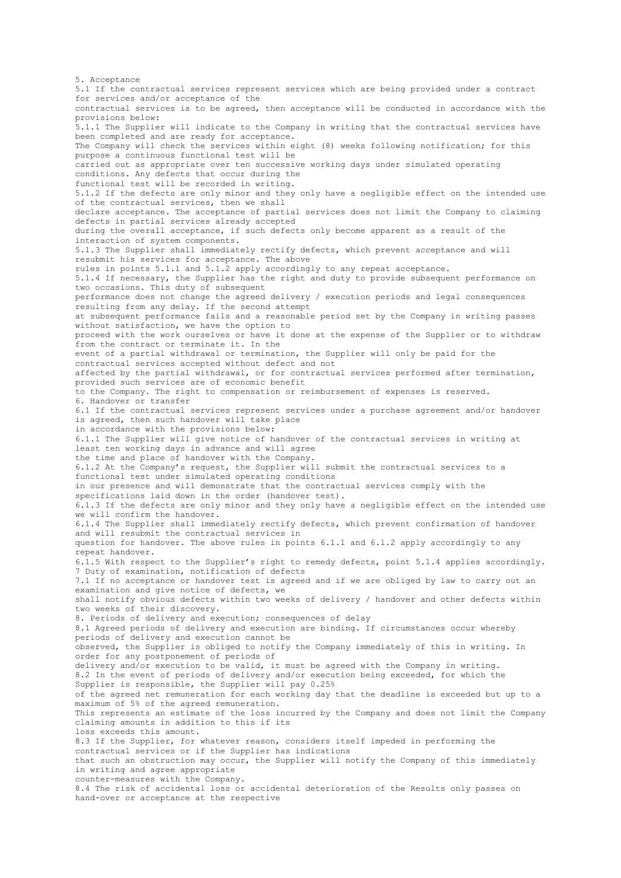## 5. Acceptance

5.1 If the contractual services represent services which are being provided under a contract for services and/or acceptance of the contractual services is to be agreed, then acceptance will be conducted in accordance with the provisions below:

5.1.1 The Supplier will indicate to the Company in writing that the contractual services have been completed and are ready for acceptance. The Company will check the services within eight (8) weeks following notification; for this purpose a continuous functional test will be carried out as appropriate over ten successive working days under simulated operating conditions. Any defects that occur during the functional test will be recorded in writing.

5.1.2 If the defects are only minor and they only have a negligible effect on the intended use of the contractual services, then we shall declare acceptance. The acceptance of partial services does not limit the Company to claiming defects in partial services already accepted during the overall acceptance, if such defects only become apparent as a result of the interaction of system components.

5.1.3 The Supplier shall immediately rectify defects, which prevent acceptance and will resubmit his services for acceptance. The above rules in points 5.1.1 and 5.1.2 apply accordingly to any repeat acceptance.

5.1.4 If necessary, the Supplier has the right and duty to provide subsequent performance on two occasions. This duty of subsequent performance does not change the agreed delivery / execution periods and legal consequences resulting from any delay. If the second attempt at subsequent performance fails and a reasonable period set by the Company in writing passes without satisfaction, we have the option to proceed with the work ourselves or have it done at the expense of the Supplier or to withdraw from the contract or terminate it. In the event of a partial withdrawal or termination, the Supplier will only be paid for the contractual services accepted without defect and not affected by the partial withdrawal, or for contractual services performed after termination, provided such services are of economic benefit to the Company. The right to compensation or reimbursement of expenses is reserved.

## 6. Handover or transfer

6.1 If the contractual services represent services under a purchase agreement and/or handover is agreed, then such handover will take place in accordance with the provisions below:

6.1.1 The Supplier will give notice of handover of the contractual services in writing at least ten working days in advance and will agree the time and place of handover with the Company.

6.1.2 At the Company's request, the Supplier will submit the contractual services to a functional test under simulated operating conditions in our presence and will demonstrate that the contractual services comply with the specifications laid down in the order (handover test).

6.1.3 If the defects are only minor and they only have a negligible effect on the intended use we will confirm the handover.

6.1.4 The Supplier shall immediately rectify defects, which prevent confirmation of handover and will resubmit the contractual services in question for handover. The above rules in points 6.1.1 and 6.1.2 apply accordingly to any repeat handover.

6.1.5 With respect to the Supplier's right to remedy defects, point 5.1.4 applies accordingly.

## 7 Duty of examination, notification of defects

7.1 If no acceptance or handover test is agreed and if we are obliged by law to carry out an examination and give notice of defects, we shall notify obvious defects within two weeks of delivery / handover and other defects within two weeks of their discovery.

## 8. Periods of delivery and execution; consequences of delay

8.1 Agreed periods of delivery and execution are binding. If circumstances occur whereby periods of delivery and execution cannot be observed, the Supplier is obliged to notify the Company immediately of this in writing. In order for any postponement of periods of delivery and/or execution to be valid, it must be agreed with the Company in writing.

8.2 In the event of periods of delivery and/or execution being exceeded, for which the Supplier is responsible, the Supplier will pay 0.25% of the agreed net remuneration for each working day that the deadline is exceeded but up to a maximum of 5% of the agreed remuneration. This represents an estimate of the loss incurred by the Company and does not limit the Company claiming amounts in addition to this if its loss exceeds this amount.

8.3 If the Supplier, for whatever reason, considers itself impeded in performing the contractual services or if the Supplier has indications that such an obstruction may occur, the Supplier will notify the Company of this immediately in writing and agree appropriate counter-measures with the Company.

8.4 The risk of accidental loss or accidental deterioration of the Results only passes on hand-over or acceptance at the respective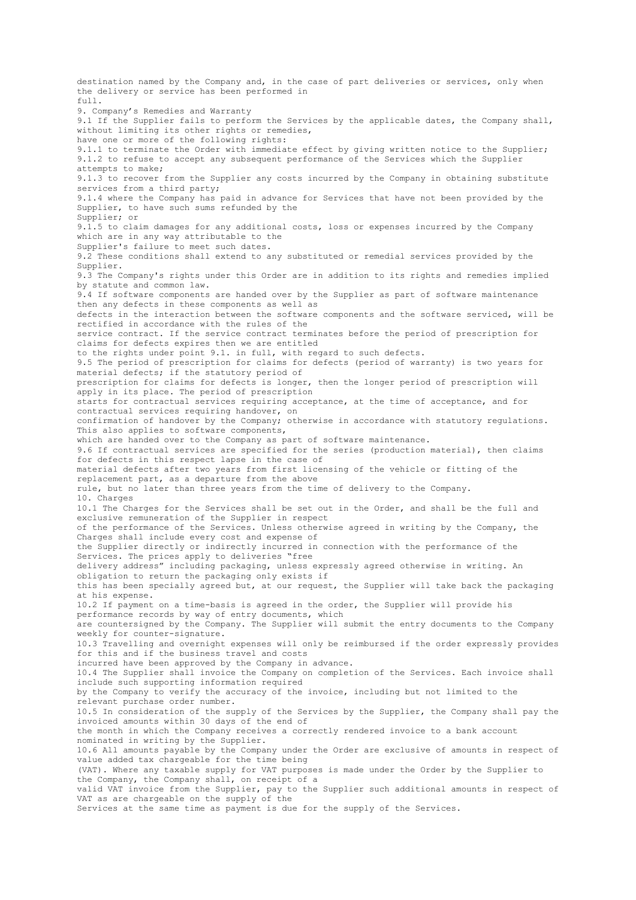destination named by the Company and, in the case of part deliveries or services, only when the delivery or service has been performed in full.

## 9. Company's Remedies and Warranty

9.1 If the Supplier fails to perform the Services by the applicable dates, the Company shall, without limiting its other rights or remedies, have one or more of the following rights:

9.1.1 to terminate the Order with immediate effect by giving written notice to the Supplier;

9.1.2 to refuse to accept any subsequent performance of the Services which the Supplier attempts to make;

9.1.3 to recover from the Supplier any costs incurred by the Company in obtaining substitute services from a third party;

9.1.4 where the Company has paid in advance for Services that have not been provided by the Supplier, to have such sums refunded by the Supplier; or

9.1.5 to claim damages for any additional costs, loss or expenses incurred by the Company which are in any way attributable to the Supplier's failure to meet such dates.

9.2 These conditions shall extend to any substituted or remedial services provided by the Supplier.

9.3 The Company's rights under this Order are in addition to its rights and remedies implied by statute and common law.

9.4 If software components are handed over by the Supplier as part of software maintenance then any defects in these components as well as defects in the interaction between the software components and the software serviced, will be rectified in accordance with the rules of the service contract. If the service contract terminates before the period of prescription for claims for defects expires then we are entitled to the rights under point 9.1. in full, with regard to such defects.

9.5 The period of prescription for claims for defects (period of warranty) is two years for material defects; if the statutory period of prescription for claims for defects is longer, then the longer period of prescription will apply in its place. The period of prescription starts for contractual services requiring acceptance, at the time of acceptance, and for contractual services requiring handover, on confirmation of handover by the Company; otherwise in accordance with statutory regulations. This also applies to software components, which are handed over to the Company as part of software maintenance.

9.6 If contractual services are specified for the series (production material), then claims for defects in this respect lapse in the case of material defects after two years from first licensing of the vehicle or fitting of the replacement part, as a departure from the above rule, but no later than three years from the time of delivery to the Company.

## 10. Charges

10.1 The Charges for the Services shall be set out in the Order, and shall be the full and exclusive remuneration of the Supplier in respect of the performance of the Services. Unless otherwise agreed in writing by the Company, the Charges shall include every cost and expense of the Supplier directly or indirectly incurred in connection with the performance of the Services. The prices apply to deliveries "free delivery address" including packaging, unless expressly agreed otherwise in writing. An obligation to return the packaging only exists if this has been specially agreed but, at our request, the Supplier will take back the packaging at his expense.

10.2 If payment on a time-basis is agreed in the order, the Supplier will provide his performance records by way of entry documents, which are countersigned by the Company. The Supplier will submit the entry documents to the Company weekly for counter-signature.

10.3 Travelling and overnight expenses will only be reimbursed if the order expressly provides for this and if the business travel and costs incurred have been approved by the Company in advance.

10.4 The Supplier shall invoice the Company on completion of the Services. Each invoice shall include such supporting information required by the Company to verify the accuracy of the invoice, including but not limited to the relevant purchase order number.

10.5 In consideration of the supply of the Services by the Supplier, the Company shall pay the invoiced amounts within 30 days of the end of the month in which the Company receives a correctly rendered invoice to a bank account nominated in writing by the Supplier.

10.6 All amounts payable by the Company under the Order are exclusive of amounts in respect of value added tax chargeable for the time being (VAT). Where any taxable supply for VAT purposes is made under the Order by the Supplier to the Company, the Company shall, on receipt of a valid VAT invoice from the Supplier, pay to the Supplier such additional amounts in respect of VAT as are chargeable on the supply of the Services at the same time as payment is due for the supply of the Services.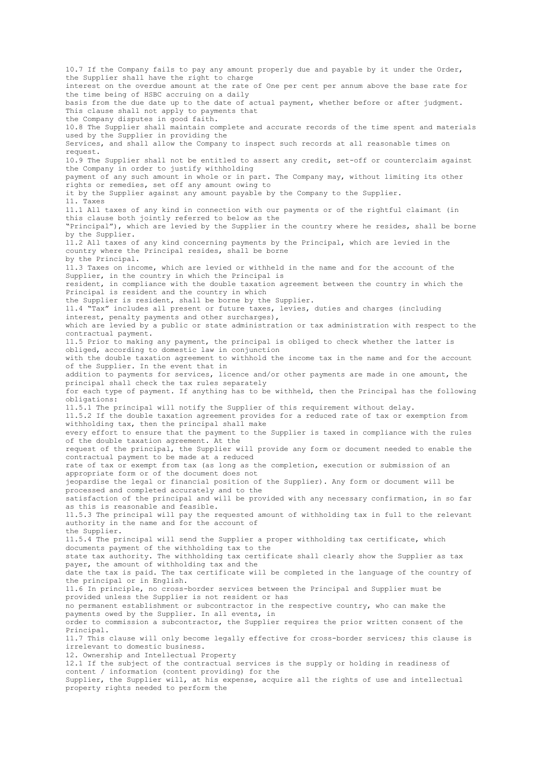10.7 If the Company fails to pay any amount properly due and payable by it under the Order, the Supplier shall have the right to charge interest on the overdue amount at the rate of One per cent per annum above the base rate for the time being of HSBC accruing on a daily basis from the due date up to the date of actual payment, whether before or after judgment. This clause shall not apply to payments that the Company disputes in good faith.

10.8 The Supplier shall maintain complete and accurate records of the time spent and materials used by the Supplier in providing the Services, and shall allow the Company to inspect such records at all reasonable times on request.

10.9 The Supplier shall not be entitled to assert any credit, set-off or counterclaim against the Company in order to justify withholding payment of any such amount in whole or in part. The Company may, without limiting its other rights or remedies, set off any amount owing to it by the Supplier against any amount payable by the Company to the Supplier.

## 11. Taxes

11.1 All taxes of any kind in connection with our payments or of the rightful claimant (in this clause both jointly referred to below as the "Principal"), which are levied by the Supplier in the country where he resides, shall be borne by the Supplier.

11.2 All taxes of any kind concerning payments by the Principal, which are levied in the country where the Principal resides, shall be borne by the Principal.

11.3 Taxes on income, which are levied or withheld in the name and for the account of the Supplier, in the country in which the Principal is resident, in compliance with the double taxation agreement between the country in which the Principal is resident and the country in which the Supplier is resident, shall be borne by the Supplier.

11.4 "Tax" includes all present or future taxes, levies, duties and charges (including interest, penalty payments and other surcharges), which are levied by a public or state administration or tax administration with respect to the contractual payment.

11.5 Prior to making any payment, the principal is obliged to check whether the latter is obliged, according to domestic law in conjunction with the double taxation agreement to withhold the income tax in the name and for the account of the Supplier. In the event that in addition to payments for services, licence and/or other payments are made in one amount, the principal shall check the tax rules separately for each type of payment. If anything has to be withheld, then the Principal has the following obligations:

11.5.1 The principal will notify the Supplier of this requirement without delay.

11.5.2 If the double taxation agreement provides for a reduced rate of tax or exemption from withholding tax, then the principal shall make every effort to ensure that the payment to the Supplier is taxed in compliance with the rules of the double taxation agreement. At the request of the principal, the Supplier will provide any form or document needed to enable the contractual payment to be made at a reduced rate of tax or exempt from tax (as long as the completion, execution or submission of an appropriate form or of the document does not jeopardise the legal or financial position of the Supplier). Any form or document will be processed and completed accurately and to the satisfaction of the principal and will be provided with any necessary confirmation, in so far as this is reasonable and feasible.

11.5.3 The principal will pay the requested amount of withholding tax in full to the relevant authority in the name and for the account of the Supplier.

11.5.4 The principal will send the Supplier a proper withholding tax certificate, which documents payment of the withholding tax to the state tax authority. The withholding tax certificate shall clearly show the Supplier as tax payer, the amount of withholding tax and the date the tax is paid. The tax certificate will be completed in the language of the country of the principal or in English.

11.6 In principle, no cross-border services between the Principal and Supplier must be provided unless the Supplier is not resident or has no permanent establishment or subcontractor in the respective country, who can make the payments owed by the Supplier. In all events, in order to commission a subcontractor, the Supplier requires the prior written consent of the Principal.

11.7 This clause will only become legally effective for cross-border services; this clause is irrelevant to domestic business.

## 12. Ownership and Intellectual Property

12.1 If the subject of the contractual services is the supply or holding in readiness of content / information (content providing) for the Supplier, the Supplier will, at his expense, acquire all the rights of use and intellectual property rights needed to perform the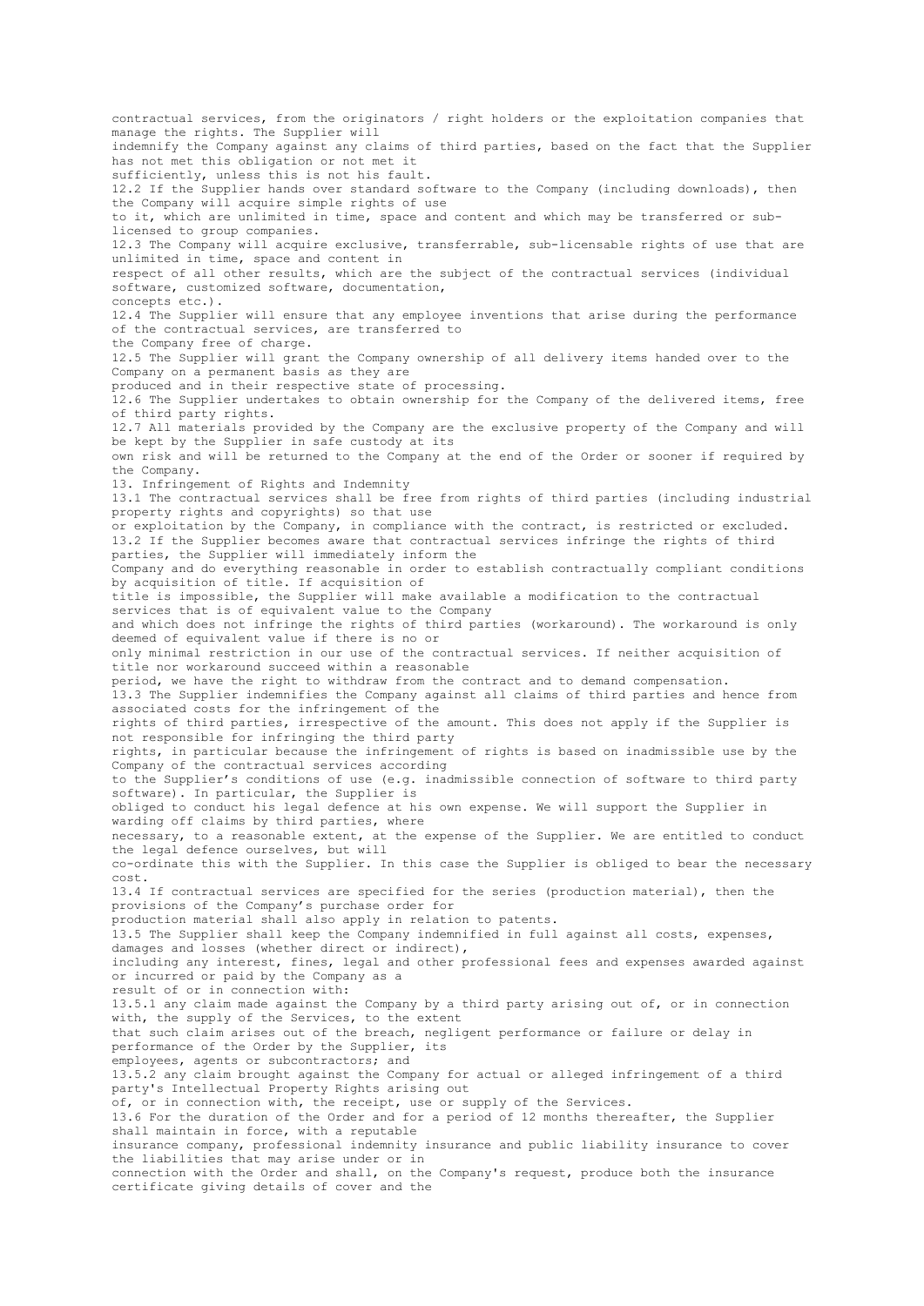contractual services, from the originators / right holders or the exploitation companies that manage the rights. The Supplier will indemnify the Company against any claims of third parties, based on the fact that the Supplier has not met this obligation or not met it sufficiently, unless this is not his fault.

12.2 If the Supplier hands over standard software to the Company (including downloads), then the Company will acquire simple rights of use to it, which are unlimited in time, space and content and which may be transferred or sub-licensed to group companies.

12.3 The Company will acquire exclusive, transferrable, sub-licensable rights of use that are unlimited in time, space and content in respect of all other results, which are the subject of the contractual services (individual software, customized software, documentation, concepts etc.).

12.4 The Supplier will ensure that any employee inventions that arise during the performance of the contractual services, are transferred to the Company free of charge.

12.5 The Supplier will grant the Company ownership of all delivery items handed over to the Company on a permanent basis as they are produced and in their respective state of processing.

12.6 The Supplier undertakes to obtain ownership for the Company of the delivered items, free of third party rights.

12.7 All materials provided by the Company are the exclusive property of the Company and will be kept by the Supplier in safe custody at its own risk and will be returned to the Company at the end of the Order or sooner if required by the Company.

## 13. Infringement of Rights and Indemnity

13.1 The contractual services shall be free from rights of third parties (including industrial property rights and copyrights) so that use or exploitation by the Company, in compliance with the contract, is restricted or excluded.

13.2 If the Supplier becomes aware that contractual services infringe the rights of third parties, the Supplier will immediately inform the Company and do everything reasonable in order to establish contractually compliant conditions by acquisition of title. If acquisition of title is impossible, the Supplier will make available a modification to the contractual services that is of equivalent value to the Company and which does not infringe the rights of third parties (workaround). The workaround is only deemed of equivalent value if there is no or only minimal restriction in our use of the contractual services. If neither acquisition of title nor workaround succeed within a reasonable period, we have the right to withdraw from the contract and to demand compensation.

13.3 The Supplier indemnifies the Company against all claims of third parties and hence from associated costs for the infringement of the rights of third parties, irrespective of the amount. This does not apply if the Supplier is not responsible for infringing the third party rights, in particular because the infringement of rights is based on inadmissible use by the Company of the contractual services according to the Supplier's conditions of use (e.g. inadmissible connection of software to third party software). In particular, the Supplier is obliged to conduct his legal defence at his own expense. We will support the Supplier in warding off claims by third parties, where necessary, to a reasonable extent, at the expense of the Supplier. We are entitled to conduct the legal defence ourselves, but will co-ordinate this with the Supplier. In this case the Supplier is obliged to bear the necessary cost.

13.4 If contractual services are specified for the series (production material), then the provisions of the Company's purchase order for production material shall also apply in relation to patents.

13.5 The Supplier shall keep the Company indemnified in full against all costs, expenses, damages and losses (whether direct or indirect), including any interest, fines, legal and other professional fees and expenses awarded against or incurred or paid by the Company as a result of or in connection with:

13.5.1 any claim made against the Company by a third party arising out of, or in connection with, the supply of the Services, to the extent that such claim arises out of the breach, negligent performance or failure or delay in performance of the Order by the Supplier, its employees, agents or subcontractors; and

13.5.2 any claim brought against the Company for actual or alleged infringement of a third party's Intellectual Property Rights arising out of, or in connection with, the receipt, use or supply of the Services.

13.6 For the duration of the Order and for a period of 12 months thereafter, the Supplier shall maintain in force, with a reputable insurance company, professional indemnity insurance and public liability insurance to cover the liabilities that may arise under or in connection with the Order and shall, on the Company's request, produce both the insurance certificate giving details of cover and the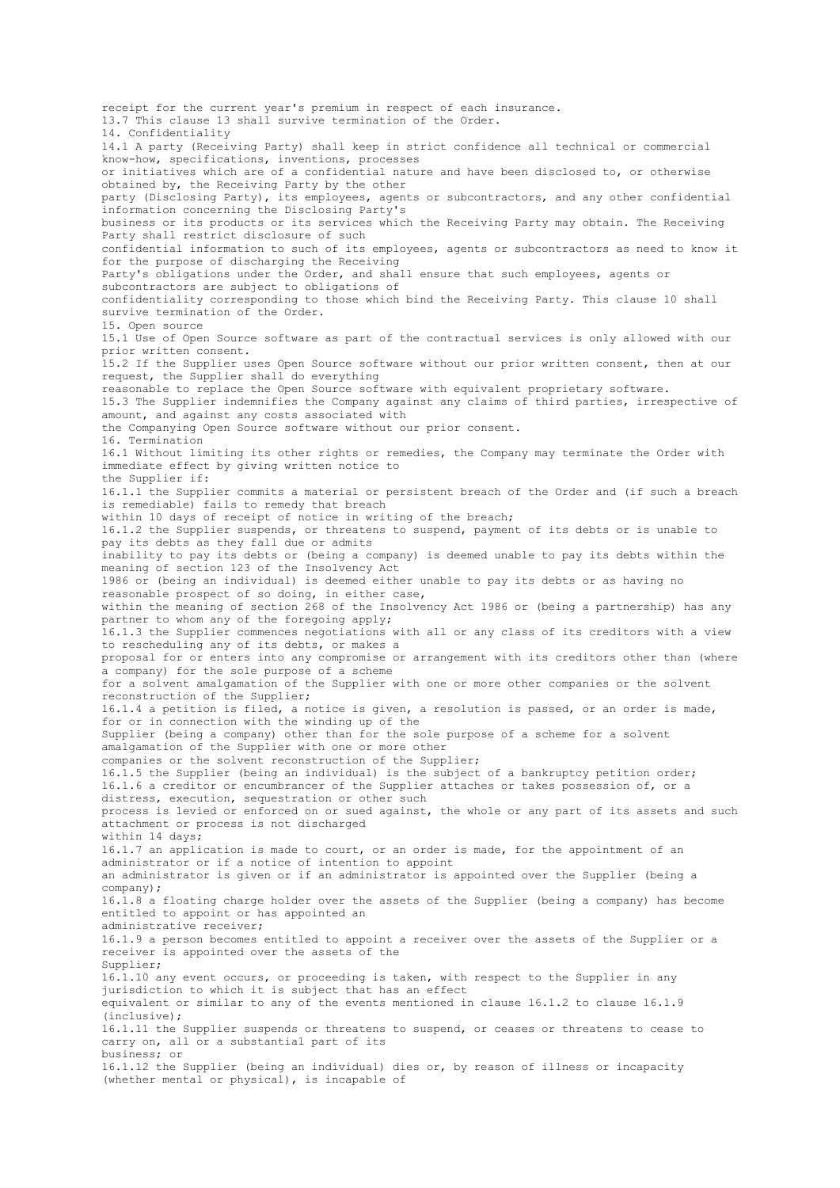receipt for the current year's premium in respect of each insurance.

13.7 This clause 13 shall survive termination of the Order.

## 14. Confidentiality

14.1 A party (Receiving Party) shall keep in strict confidence all technical or commercial know-how, specifications, inventions, processes or initiatives which are of a confidential nature and have been disclosed to, or otherwise obtained by, the Receiving Party by the other party (Disclosing Party), its employees, agents or subcontractors, and any other confidential information concerning the Disclosing Party's business or its products or its services which the Receiving Party may obtain. The Receiving Party shall restrict disclosure of such confidential information to such of its employees, agents or subcontractors as need to know it for the purpose of discharging the Receiving Party's obligations under the Order, and shall ensure that such employees, agents or subcontractors are subject to obligations of confidentiality corresponding to those which bind the Receiving Party. This clause 10 shall survive termination of the Order.

## 15. Open source

15.1 Use of Open Source software as part of the contractual services is only allowed with our prior written consent.

15.2 If the Supplier uses Open Source software without our prior written consent, then at our request, the Supplier shall do everything reasonable to replace the Open Source software with equivalent proprietary software.

15.3 The Supplier indemnifies the Company against any claims of third parties, irrespective of amount, and against any costs associated with the Companying Open Source software without our prior consent.

## 16. Termination

16.1 Without limiting its other rights or remedies, the Company may terminate the Order with immediate effect by giving written notice to the Supplier if:

16.1.1 the Supplier commits a material or persistent breach of the Order and (if such a breach is remediable) fails to remedy that breach within 10 days of receipt of notice in writing of the breach;

16.1.2 the Supplier suspends, or threatens to suspend, payment of its debts or is unable to pay its debts as they fall due or admits inability to pay its debts or (being a company) is deemed unable to pay its debts within the meaning of section 123 of the Insolvency Act 1986 or (being an individual) is deemed either unable to pay its debts or as having no reasonable prospect of so doing, in either case, within the meaning of section 268 of the Insolvency Act 1986 or (being a partnership) has any partner to whom any of the foregoing apply;

16.1.3 the Supplier commences negotiations with all or any class of its creditors with a view to rescheduling any of its debts, or makes a proposal for or enters into any compromise or arrangement with its creditors other than (where a company) for the sole purpose of a scheme for a solvent amalgamation of the Supplier with one or more other companies or the solvent reconstruction of the Supplier;

16.1.4 a petition is filed, a notice is given, a resolution is passed, or an order is made, for or in connection with the winding up of the Supplier (being a company) other than for the sole purpose of a scheme for a solvent amalgamation of the Supplier with one or more other companies or the solvent reconstruction of the Supplier;

16.1.5 the Supplier (being an individual) is the subject of a bankruptcy petition order;

16.1.6 a creditor or encumbrancer of the Supplier attaches or takes possession of, or a distress, execution, sequestration or other such process is levied or enforced on or sued against, the whole or any part of its assets and such attachment or process is not discharged within 14 days;

16.1.7 an application is made to court, or an order is made, for the appointment of an administrator or if a notice of intention to appoint an administrator is given or if an administrator is appointed over the Supplier (being a company);

16.1.8 a floating charge holder over the assets of the Supplier (being a company) has become entitled to appoint or has appointed an administrative receiver;

16.1.9 a person becomes entitled to appoint a receiver over the assets of the Supplier or a receiver is appointed over the assets of the Supplier;

16.1.10 any event occurs, or proceeding is taken, with respect to the Supplier in any jurisdiction to which it is subject that has an effect equivalent or similar to any of the events mentioned in clause 16.1.2 to clause 16.1.9 (inclusive);

16.1.11 the Supplier suspends or threatens to suspend, or ceases or threatens to cease to carry on, all or a substantial part of its business; or

16.1.12 the Supplier (being an individual) dies or, by reason of illness or incapacity (whether mental or physical), is incapable of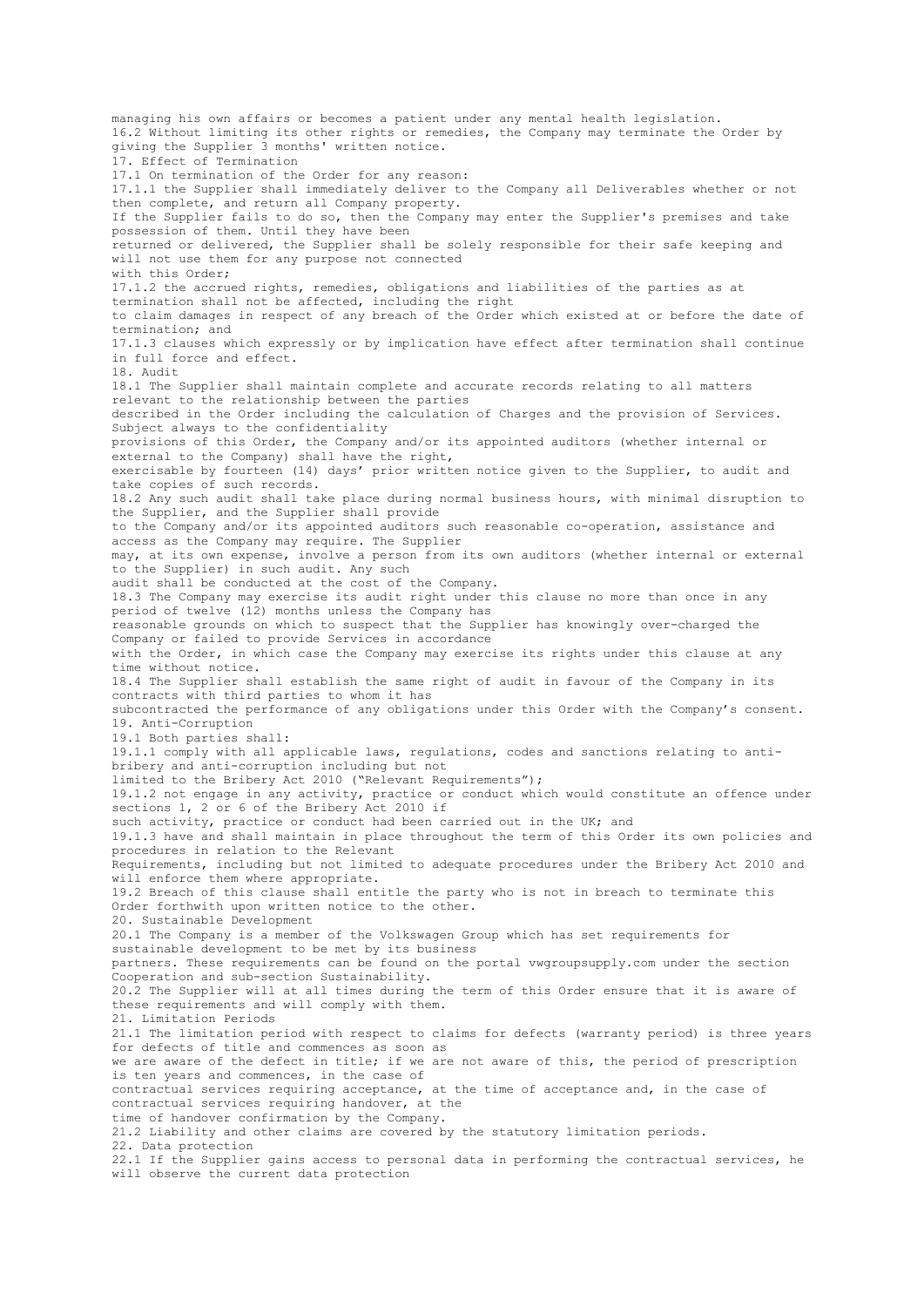managing his own affairs or becomes a patient under any mental health legislation.

16.2 Without limiting its other rights or remedies, the Company may terminate the Order by giving the Supplier 3 months' written notice.

17. Effect of Termination

17.1 On termination of the Order for any reason:

17.1.1 the Supplier shall immediately deliver to the Company all Deliverables whether or not then complete, and return all Company property.
If the Supplier fails to do so, then the Company may enter the Supplier's premises and take possession of them. Until they have been returned or delivered, the Supplier shall be solely responsible for their safe keeping and will not use them for any purpose not connected with this Order;

17.1.2 the accrued rights, remedies, obligations and liabilities of the parties as at termination shall not be affected, including the right to claim damages in respect of any breach of the Order which existed at or before the date of termination; and

17.1.3 clauses which expressly or by implication have effect after termination shall continue in full force and effect.

18. Audit

18.1 The Supplier shall maintain complete and accurate records relating to all matters relevant to the relationship between the parties described in the Order including the calculation of Charges and the provision of Services. Subject always to the confidentiality provisions of this Order, the Company and/or its appointed auditors (whether internal or external to the Company) shall have the right, exercisable by fourteen (14) days' prior written notice given to the Supplier, to audit and take copies of such records.

18.2 Any such audit shall take place during normal business hours, with minimal disruption to the Supplier, and the Supplier shall provide to the Company and/or its appointed auditors such reasonable co-operation, assistance and access as the Company may require. The Supplier may, at its own expense, involve a person from its own auditors (whether internal or external to the Supplier) in such audit. Any such audit shall be conducted at the cost of the Company.

18.3 The Company may exercise its audit right under this clause no more than once in any period of twelve (12) months unless the Company has reasonable grounds on which to suspect that the Supplier has knowingly over-charged the Company or failed to provide Services in accordance with the Order, in which case the Company may exercise its rights under this clause at any time without notice.

18.4 The Supplier shall establish the same right of audit in favour of the Company in its contracts with third parties to whom it has subcontracted the performance of any obligations under this Order with the Company's consent.

19. Anti-Corruption

19.1 Both parties shall:

19.1.1 comply with all applicable laws, regulations, codes and sanctions relating to anti-bribery and anti-corruption including but not limited to the Bribery Act 2010 ("Relevant Requirements");

19.1.2 not engage in any activity, practice or conduct which would constitute an offence under sections 1, 2 or 6 of the Bribery Act 2010 if such activity, practice or conduct had been carried out in the UK; and

19.1.3 have and shall maintain in place throughout the term of this Order its own policies and procedures in relation to the Relevant Requirements, including but not limited to adequate procedures under the Bribery Act 2010 and will enforce them where appropriate.

19.2 Breach of this clause shall entitle the party who is not in breach to terminate this Order forthwith upon written notice to the other.

20. Sustainable Development

20.1 The Company is a member of the Volkswagen Group which has set requirements for sustainable development to be met by its business partners. These requirements can be found on the portal vwgroupsupply.com under the section Cooperation and sub-section Sustainability.

20.2 The Supplier will at all times during the term of this Order ensure that it is aware of these requirements and will comply with them.

21. Limitation Periods

21.1 The limitation period with respect to claims for defects (warranty period) is three years for defects of title and commences as soon as we are aware of the defect in title; if we are not aware of this, the period of prescription is ten years and commences, in the case of contractual services requiring acceptance, at the time of acceptance and, in the case of contractual services requiring handover, at the time of handover confirmation by the Company.

21.2 Liability and other claims are covered by the statutory limitation periods.

22. Data protection

22.1 If the Supplier gains access to personal data in performing the contractual services, he will observe the current data protection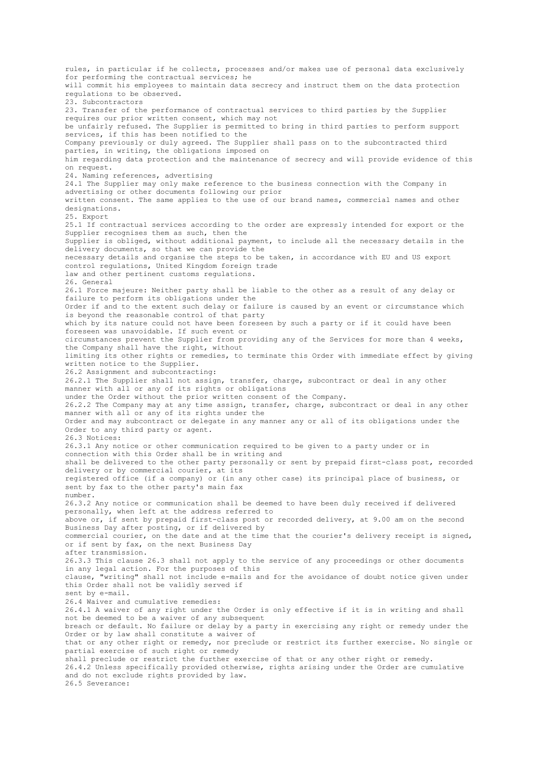rules, in particular if he collects, processes and/or makes use of personal data exclusively for performing the contractual services; he will commit his employees to maintain data secrecy and instruct them on the data protection regulations to be observed.

## 23. Subcontractors

23. Transfer of the performance of contractual services to third parties by the Supplier requires our prior written consent, which may not be unfairly refused. The Supplier is permitted to bring in third parties to perform support services, if this has been notified to the Company previously or duly agreed. The Supplier shall pass on to the subcontracted third parties, in writing, the obligations imposed on him regarding data protection and the maintenance of secrecy and will provide evidence of this on request.

## 24. Naming references, advertising

24.1 The Supplier may only make reference to the business connection with the Company in advertising or other documents following our prior written consent. The same applies to the use of our brand names, commercial names and other designations.

## 25. Export

25.1 If contractual services according to the order are expressly intended for export or the Supplier recognises them as such, then the Supplier is obliged, without additional payment, to include all the necessary details in the delivery documents, so that we can provide the necessary details and organise the steps to be taken, in accordance with EU and US export control regulations, United Kingdom foreign trade law and other pertinent customs regulations.

## 26. General

26.1 Force majeure: Neither party shall be liable to the other as a result of any delay or failure to perform its obligations under the Order if and to the extent such delay or failure is caused by an event or circumstance which is beyond the reasonable control of that party which by its nature could not have been foreseen by such a party or if it could have been foreseen was unavoidable. If such event or circumstances prevent the Supplier from providing any of the Services for more than 4 weeks, the Company shall have the right, without limiting its other rights or remedies, to terminate this Order with immediate effect by giving written notice to the Supplier.

26.2 Assignment and subcontracting:

26.2.1 The Supplier shall not assign, transfer, charge, subcontract or deal in any other manner with all or any of its rights or obligations under the Order without the prior written consent of the Company.

26.2.2 The Company may at any time assign, transfer, charge, subcontract or deal in any other manner with all or any of its rights under the Order and may subcontract or delegate in any manner any or all of its obligations under the Order to any third party or agent.

26.3 Notices:

26.3.1 Any notice or other communication required to be given to a party under or in connection with this Order shall be in writing and shall be delivered to the other party personally or sent by prepaid first-class post, recorded delivery or by commercial courier, at its registered office (if a company) or (in any other case) its principal place of business, or sent by fax to the other party's main fax number.

26.3.2 Any notice or communication shall be deemed to have been duly received if delivered personally, when left at the address referred to above or, if sent by prepaid first-class post or recorded delivery, at 9.00 am on the second Business Day after posting, or if delivered by commercial courier, on the date and at the time that the courier's delivery receipt is signed, or if sent by fax, on the next Business Day after transmission.

26.3.3 This clause 26.3 shall not apply to the service of any proceedings or other documents in any legal action. For the purposes of this clause, "writing" shall not include e-mails and for the avoidance of doubt notice given under this Order shall not be validly served if sent by e-mail.

26.4 Waiver and cumulative remedies:

26.4.1 A waiver of any right under the Order is only effective if it is in writing and shall not be deemed to be a waiver of any subsequent breach or default. No failure or delay by a party in exercising any right or remedy under the Order or by law shall constitute a waiver of that or any other right or remedy, nor preclude or restrict its further exercise. No single or partial exercise of such right or remedy shall preclude or restrict the further exercise of that or any other right or remedy.

26.4.2 Unless specifically provided otherwise, rights arising under the Order are cumulative and do not exclude rights provided by law.

26.5 Severance: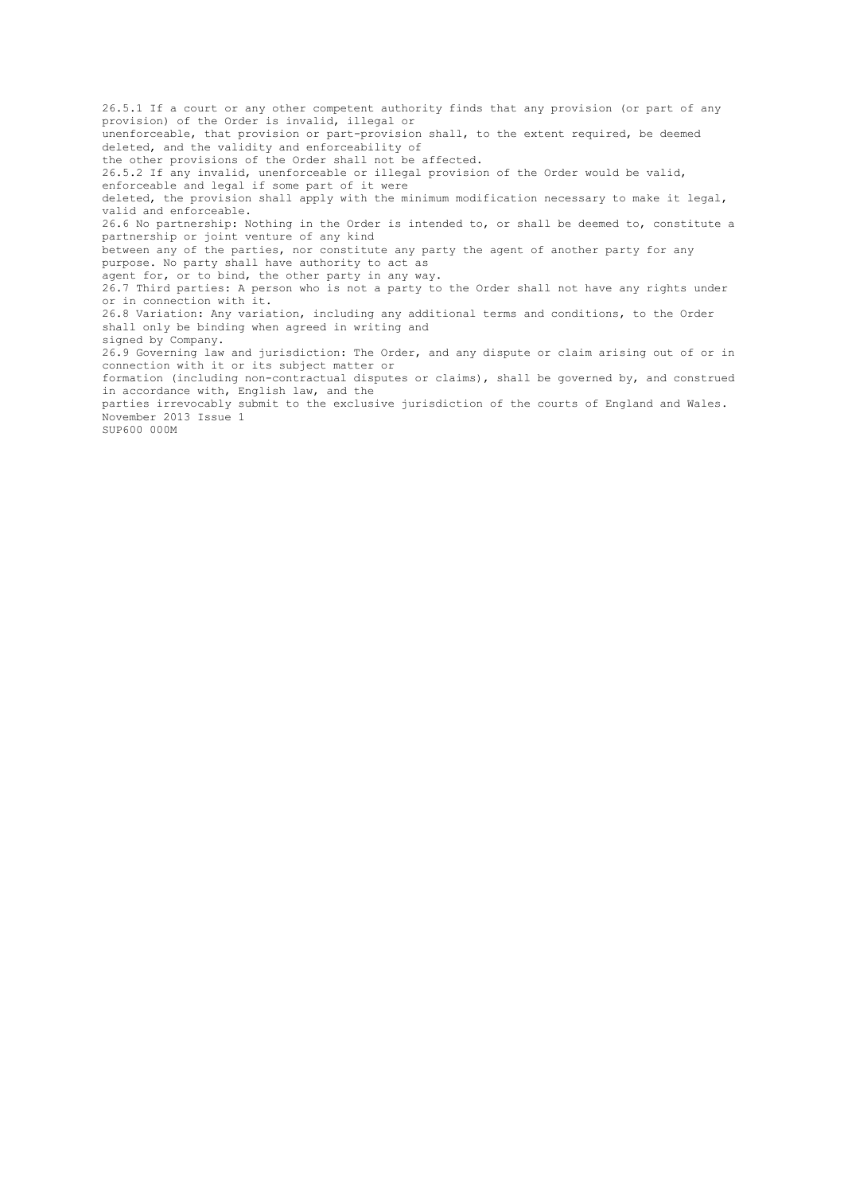26.5.1 If a court or any other competent authority finds that any provision (or part of any provision) of the Order is invalid, illegal or unenforceable, that provision or part-provision shall, to the extent required, be deemed deleted, and the validity and enforceability of the other provisions of the Order shall not be affected.

26.5.2 If any invalid, unenforceable or illegal provision of the Order would be valid, enforceable and legal if some part of it were deleted, the provision shall apply with the minimum modification necessary to make it legal, valid and enforceable.

26.6 No partnership: Nothing in the Order is intended to, or shall be deemed to, constitute a partnership or joint venture of any kind between any of the parties, nor constitute any party the agent of another party for any purpose. No party shall have authority to act as agent for, or to bind, the other party in any way.

26.7 Third parties: A person who is not a party to the Order shall not have any rights under or in connection with it.

26.8 Variation: Any variation, including any additional terms and conditions, to the Order shall only be binding when agreed in writing and signed by Company.

26.9 Governing law and jurisdiction: The Order, and any dispute or claim arising out of or in connection with it or its subject matter or formation (including non-contractual disputes or claims), shall be governed by, and construed in accordance with, English law, and the parties irrevocably submit to the exclusive jurisdiction of the courts of England and Wales.

November 2013 Issue 1

SUP600 000M